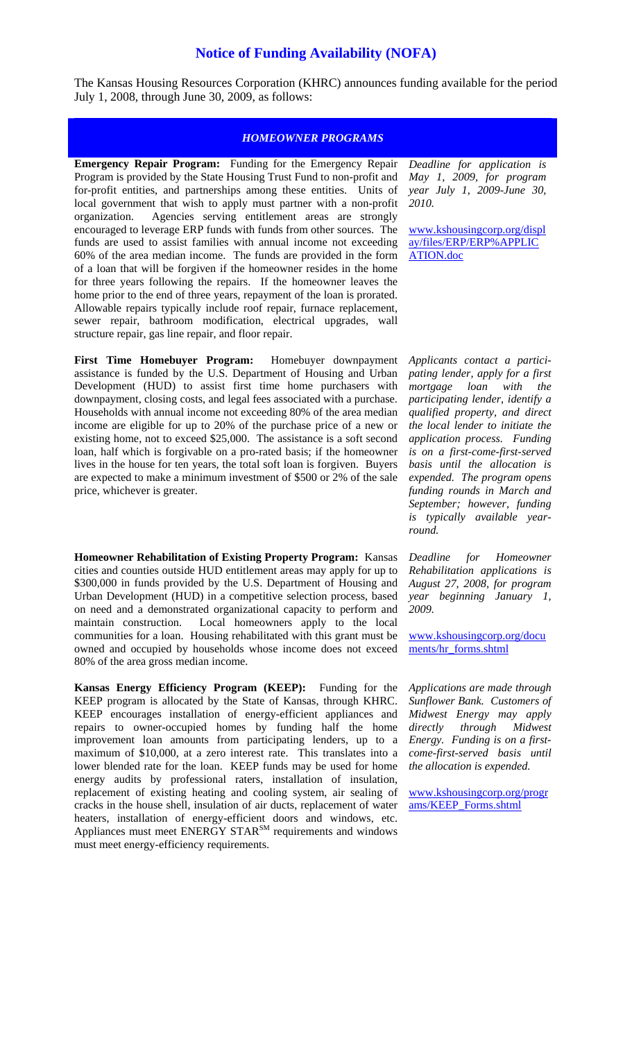# Notice of Funding Availability (NOFA)

The Kansas Housing Resources Corporation (KHRC) announces funding available for the period July 1, 2008, through June 30, 2009, as follows:

## *HOMEOWNER PROGRAMS*

**Emergency Repair Program:** Funding for the Emergency Repair Program is provided by the State Housing Trust Fund to non-profit and for-profit entities, and partnerships among these entities. Units of local government that wish to apply must partner with a non-profit organization. Agencies serving entitlement areas are strongly encouraged to leverage ERP funds with funds from other sources. The funds are used to assist families with annual income not exceeding 60% of the area median income. The funds are provided in the form of a loan that will be forgiven if the homeowner resides in the home for three years following the repairs. If the homeowner leaves the home prior to the end of three years, repayment of the loan is prorated. Allowable repairs typically include roof repair, furnace replacement, sewer repair, bathroom modification, electrical upgrades, wall structure repair, gas line repair, and floor repair.

*Deadline for application is May 1, 2009, for program year July 1, 2009-June 30, 2010.*

www.kshousingcorp.org/display/files/ERP/ERP%APPLICATION.doc

**First Time Homebuyer Program:** Homebuyer downpayment assistance is funded by the U.S. Department of Housing and Urban Development (HUD) to assist first time home purchasers with downpayment, closing costs, and legal fees associated with a purchase. Households with annual income not exceeding 80% of the area median income are eligible for up to 20% of the purchase price of a new or existing home, not to exceed $25,000. The assistance is a soft second loan, half which is forgivable on a pro-rated basis; if the homeowner lives in the house for ten years, the total soft loan is forgiven. Buyers are expected to make a minimum investment of $500 or 2% of the sale price, whichever is greater.

*Applicants contact a participating lender, apply for a first mortgage loan with the participating lender, identify a qualified property, and direct the local lender to initiate the application process. Funding is on a first-come-first-served basis until the allocation is expended. The program opens funding rounds in March and September; however, funding is typically available year-round.*

**Homeowner Rehabilitation of Existing Property Program:** Kansas cities and counties outside HUD entitlement areas may apply for up to $300,000 in funds provided by the U.S. Department of Housing and Urban Development (HUD) in a competitive selection process, based on need and a demonstrated organizational capacity to perform and maintain construction. Local homeowners apply to the local communities for a loan. Housing rehabilitated with this grant must be owned and occupied by households whose income does not exceed 80% of the area gross median income.

*Deadline for Homeowner Rehabilitation applications is August 27, 2008, for program year beginning January 1, 2009.*

www.kshousingcorp.org/documents/hr_forms.shtml

**Kansas Energy Efficiency Program (KEEP):** Funding for the KEEP program is allocated by the State of Kansas, through KHRC. KEEP encourages installation of energy-efficient appliances and repairs to owner-occupied homes by funding half the home improvement loan amounts from participating lenders, up to a maximum of $10,000, at a zero interest rate. This translates into a lower blended rate for the loan. KEEP funds may be used for home energy audits by professional raters, installation of insulation, replacement of existing heating and cooling system, air sealing of cracks in the house shell, insulation of air ducts, replacement of water heaters, installation of energy-efficient doors and windows, etc. Appliances must meet ENERGY STAR[SM] requirements and windows must meet energy-efficiency requirements.

*Applications are made through Sunflower Bank. Customers of Midwest Energy may apply directly through Midwest Energy. Funding is on a first-come-first-served basis until the allocation is expended.*

www.kshousingcorp.org/programs/KEEP_Forms.shtml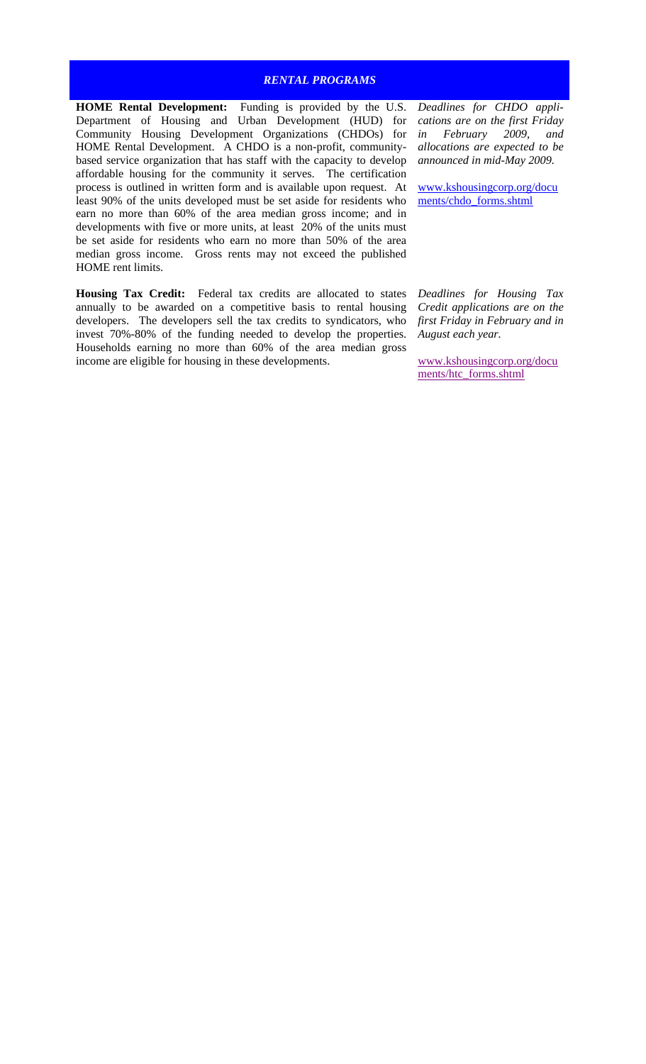## *RENTAL PROGRAMS*

**HOME Rental Development:** Funding is provided by the U.S. Department of Housing and Urban Development (HUD) for Community Housing Development Organizations (CHDOs) for HOME Rental Development. A CHDO is a non-profit, community-based service organization that has staff with the capacity to develop affordable housing for the community it serves. The certification process is outlined in written form and is available upon request. At least 90% of the units developed must be set aside for residents who earn no more than 60% of the area median gross income; and in developments with five or more units, at least 20% of the units must be set aside for residents who earn no more than 50% of the area median gross income. Gross rents may not exceed the published HOME rent limits.

*Deadlines for CHDO applications are on the first Friday in February 2009, and allocations are expected to be announced in mid-May 2009.*

www.kshousingcorp.org/documents/chdo_forms.shtml

**Housing Tax Credit:** Federal tax credits are allocated to states annually to be awarded on a competitive basis to rental housing developers. The developers sell the tax credits to syndicators, who invest 70%-80% of the funding needed to develop the properties. Households earning no more than 60% of the area median gross income are eligible for housing in these developments.

*Deadlines for Housing Tax Credit applications are on the first Friday in February and in August each year.*

www.kshousingcorp.org/documents/htc_forms.shtml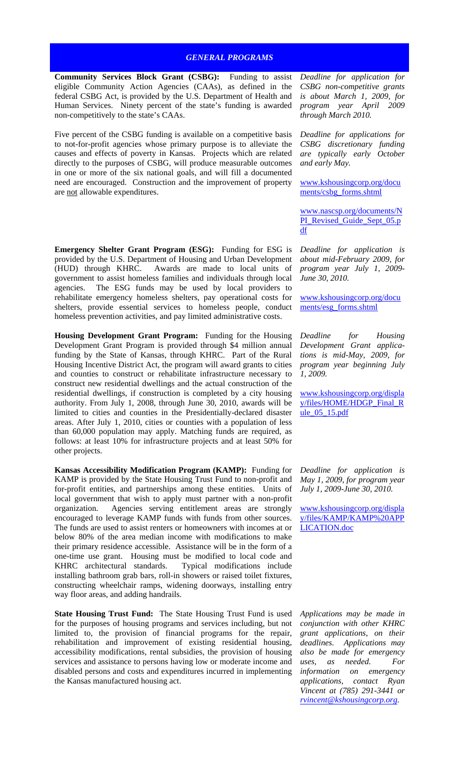## *GENERAL PROGRAMS*

**Community Services Block Grant (CSBG):** Funding to assist eligible Community Action Agencies (CAAs), as defined in the federal CSBG Act, is provided by the U.S. Department of Health and Human Services. Ninety percent of the state's funding is awarded non-competitively to the state's CAAs.

*Deadline for application for CSBG non-competitive grants is about March 1, 2009, for program year April 2009 through March 2010.*

Five percent of the CSBG funding is available on a competitive basis to not-for-profit agencies whose primary purpose is to alleviate the causes and effects of poverty in Kansas. Projects which are related directly to the purposes of CSBG, will produce measurable outcomes in one or more of the six national goals, and will fill a documented need are encouraged. Construction and the improvement of property are not allowable expenditures.

*Deadline for applications for CSBG discretionary funding are typically early October and early May.*

www.kshousingcorp.org/documents/csbg_forms.shtml

www.nascsp.org/documents/NPI_Revised_Guide_Sept_05.pdf

**Emergency Shelter Grant Program (ESG):** Funding for ESG is provided by the U.S. Department of Housing and Urban Development (HUD) through KHRC. Awards are made to local units of government to assist homeless families and individuals through local agencies. The ESG funds may be used by local providers to rehabilitate emergency homeless shelters, pay operational costs for shelters, provide essential services to homeless people, conduct homeless prevention activities, and pay limited administrative costs.

*Deadline for application is about mid-February 2009, for program year July 1, 2009-June 30, 2010.*

www.kshousingcorp.org/documents/esg_forms.shtml

**Housing Development Grant Program:** Funding for the Housing Development Grant Program is provided through $4 million annual funding by the State of Kansas, through KHRC. Part of the Rural Housing Incentive District Act, the program will award grants to cities and counties to construct or rehabilitate infrastructure necessary to construct new residential dwellings and the actual construction of the residential dwellings, if construction is completed by a city housing authority. From July 1, 2008, through June 30, 2010, awards will be limited to cities and counties in the Presidentially-declared disaster areas. After July 1, 2010, cities or counties with a population of less than 60,000 population may apply. Matching funds are required, as follows: at least 10% for infrastructure projects and at least 50% for other projects.

*Deadline for Housing Development Grant applications is mid-May, 2009, for program year beginning July 1, 2009.*

www.kshousingcorp.org/display/files/HOME/HDGP_Final_Rule_05_15.pdf

**Kansas Accessibility Modification Program (KAMP):** Funding for KAMP is provided by the State Housing Trust Fund to non-profit and for-profit entities, and partnerships among these entities. Units of local government that wish to apply must partner with a non-profit organization. Agencies serving entitlement areas are strongly encouraged to leverage KAMP funds with funds from other sources. The funds are used to assist renters or homeowners with incomes at or below 80% of the area median income with modifications to make their primary residence accessible. Assistance will be in the form of a one-time use grant. Housing must be modified to local code and KHRC architectural standards. Typical modifications include installing bathroom grab bars, roll-in showers or raised toilet fixtures, constructing wheelchair ramps, widening doorways, installing entry way floor areas, and adding handrails.

*Deadline for application is May 1, 2009, for program year July 1, 2009-June 30, 2010.*

www.kshousingcorp.org/display/files/KAMP/KAMP%20APPLICATION.doc

**State Housing Trust Fund:** The State Housing Trust Fund is used for the purposes of housing programs and services including, but not limited to, the provision of financial programs for the repair, rehabilitation and improvement of existing residential housing, accessibility modifications, rental subsidies, the provision of housing services and assistance to persons having low or moderate income and disabled persons and costs and expenditures incurred in implementing the Kansas manufactured housing act.

*Applications may be made in conjunction with other KHRC grant applications, on their deadlines. Applications may also be made for emergency uses, as needed. For information on emergency applications, contact Ryan Vincent at (785) 291-3441 or rvincent@kshousingcorp.org.*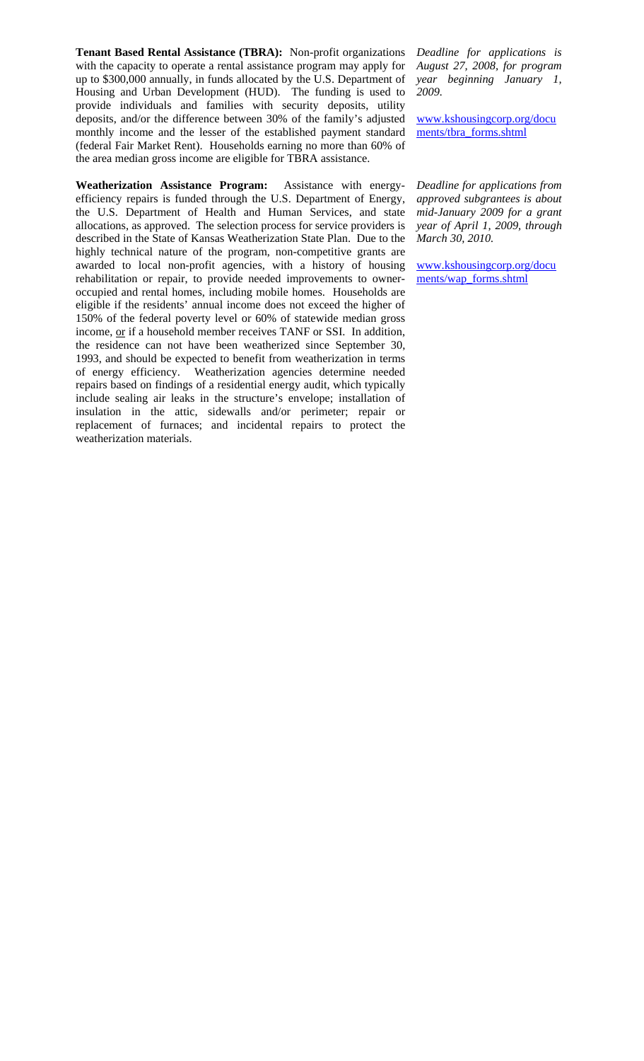**Tenant Based Rental Assistance (TBRA):** Non-profit organizations with the capacity to operate a rental assistance program may apply for up to $300,000 annually, in funds allocated by the U.S. Department of Housing and Urban Development (HUD). The funding is used to provide individuals and families with security deposits, utility deposits, and/or the difference between 30% of the family's adjusted monthly income and the lesser of the established payment standard (federal Fair Market Rent). Households earning no more than 60% of the area median gross income are eligible for TBRA assistance.

*Deadline for applications is August 27, 2008, for program year beginning January 1, 2009.*

www.kshousingcorp.org/documents/tbra_forms.shtml

**Weatherization Assistance Program:** Assistance with energy-efficiency repairs is funded through the U.S. Department of Energy, the U.S. Department of Health and Human Services, and state allocations, as approved. The selection process for service providers is described in the State of Kansas Weatherization State Plan. Due to the highly technical nature of the program, non-competitive grants are awarded to local non-profit agencies, with a history of housing rehabilitation or repair, to provide needed improvements to owner-occupied and rental homes, including mobile homes. Households are eligible if the residents' annual income does not exceed the higher of 150% of the federal poverty level or 60% of statewide median gross income, or if a household member receives TANF or SSI. In addition, the residence can not have been weatherized since September 30, 1993, and should be expected to benefit from weatherization in terms of energy efficiency. Weatherization agencies determine needed repairs based on findings of a residential energy audit, which typically include sealing air leaks in the structure's envelope; installation of insulation in the attic, sidewalls and/or perimeter; repair or replacement of furnaces; and incidental repairs to protect the weatherization materials.

*Deadline for applications from approved subgrantees is about mid-January 2009 for a grant year of April 1, 2009, through March 30, 2010.*

www.kshousingcorp.org/documents/wap_forms.shtml